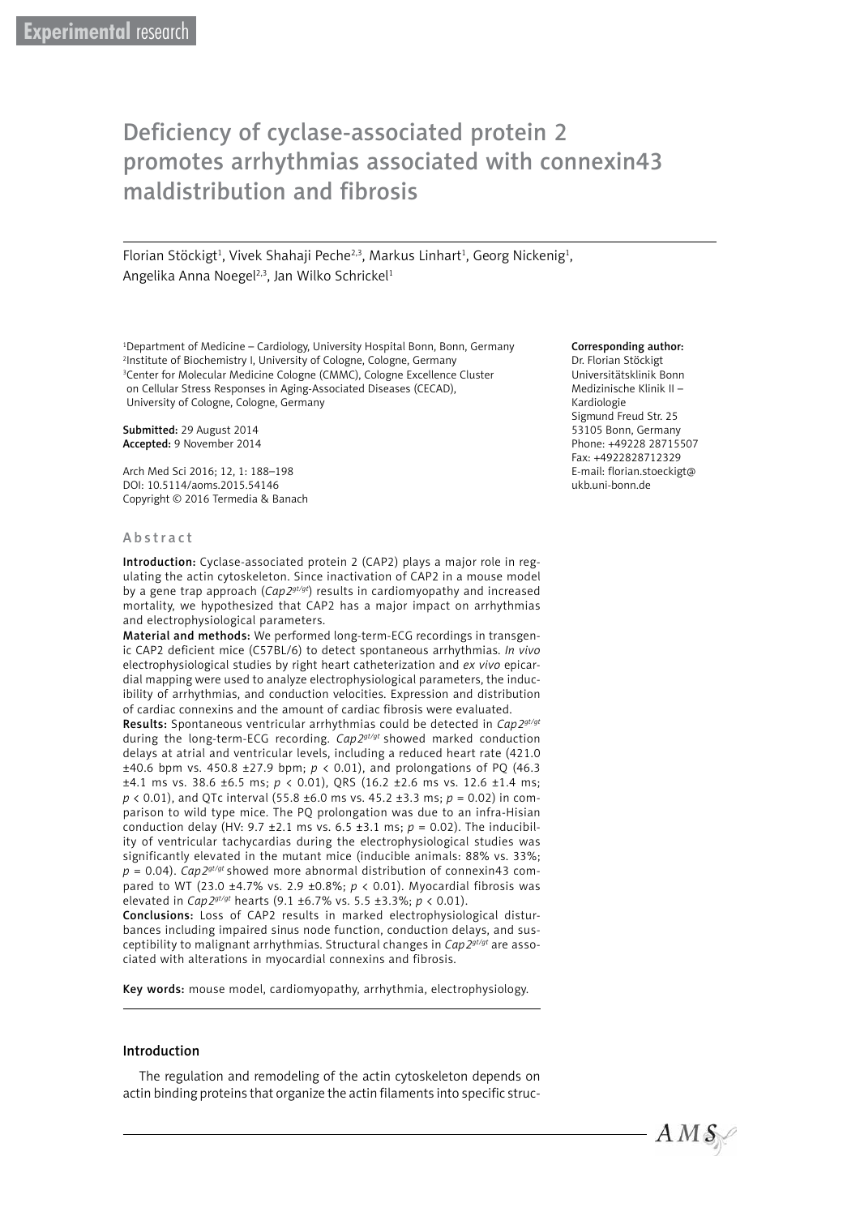Experimental research

# Deficiency of cyclase-associated protein 2 promotes arrhythmias associated with connexin43 maldistribution and fibrosis

Florian Stöckigt[1], Vivek Shahaji Peche[2,3], Markus Linhart[1], Georg Nickenig[1], Angelika Anna Noegel[2,3], Jan Wilko Schrickel[1]

[1]Department of Medicine – Cardiology, University Hospital Bonn, Bonn, Germany
[2]Institute of Biochemistry I, University of Cologne, Cologne, Germany
[3]Center for Molecular Medicine Cologne (CMMC), Cologne Excellence Cluster on Cellular Stress Responses in Aging-Associated Diseases (CECAD), University of Cologne, Cologne, Germany

**Submitted:** 29 August 2014
**Accepted:** 9 November 2014

Arch Med Sci 2016; 12, 1: 188–198
DOI: 10.5114/aoms.2015.54146
Copyright © 2016 Termedia & Banach

**Corresponding author:**
Dr. Florian Stöckigt
Universitätsklinik Bonn
Medizinische Klinik II – Kardiologie
Sigmund Freud Str. 25
53105 Bonn, Germany
Phone: +49228 28715507
Fax: +4922828712329
E-mail: florian.stoeckigt@ukb.uni-bonn.de

## Abstract

**Introduction:** Cyclase-associated protein 2 (CAP2) plays a major role in regulating the actin cytoskeleton. Since inactivation of CAP2 in a mouse model by a gene trap approach (*Cap2*$^{gt/gt}$) results in cardiomyopathy and increased mortality, we hypothesized that CAP2 has a major impact on arrhythmias and electrophysiological parameters.

**Material and methods:** We performed long-term-ECG recordings in transgenic CAP2 deficient mice (C57BL/6) to detect spontaneous arrhythmias. *In vivo* electrophysiological studies by right heart catheterization and *ex vivo* epicardial mapping were used to analyze electrophysiological parameters, the inducibility of arrhythmias, and conduction velocities. Expression and distribution of cardiac connexins and the amount of cardiac fibrosis were evaluated.

**Results:** Spontaneous ventricular arrhythmias could be detected in *Cap2*$^{gt/gt}$ during the long-term-ECG recording. *Cap2*$^{gt/gt}$ showed marked conduction delays at atrial and ventricular levels, including a reduced heart rate (421.0 ±40.6 bpm vs. 450.8 ±27.9 bpm; $p < 0.01$), and prolongations of PQ (46.3 ±4.1 ms vs. 38.6 ±6.5 ms; $p < 0.01$), QRS (16.2 ±2.6 ms vs. 12.6 ±1.4 ms; $p < 0.01$), and QTc interval (55.8 ±6.0 ms vs. 45.2 ±3.3 ms; $p = 0.02$) in comparison to wild type mice. The PQ prolongation was due to an infra-Hisian conduction delay (HV: 9.7 ±2.1 ms vs. 6.5 ±3.1 ms; $p = 0.02$). The inducibility of ventricular tachycardias during the electrophysiological studies was significantly elevated in the mutant mice (inducible animals: 88% vs. 33%; $p = 0.04$). *Cap2*$^{gt/gt}$ showed more abnormal distribution of connexin43 compared to WT (23.0 ±4.7% vs. 2.9 ±0.8%; $p < 0.01$). Myocardial fibrosis was elevated in *Cap2*$^{gt/gt}$ hearts (9.1 ±6.7% vs. 5.5 ±3.3%; $p < 0.01$).

**Conclusions:** Loss of CAP2 results in marked electrophysiological disturbances including impaired sinus node function, conduction delays, and susceptibility to malignant arrhythmias. Structural changes in *Cap2*$^{gt/gt}$ are associated with alterations in myocardial connexins and fibrosis.

**Key words:** mouse model, cardiomyopathy, arrhythmia, electrophysiology.

## Introduction

The regulation and remodeling of the actin cytoskeleton depends on actin binding proteins that organize the actin filaments into specific struc-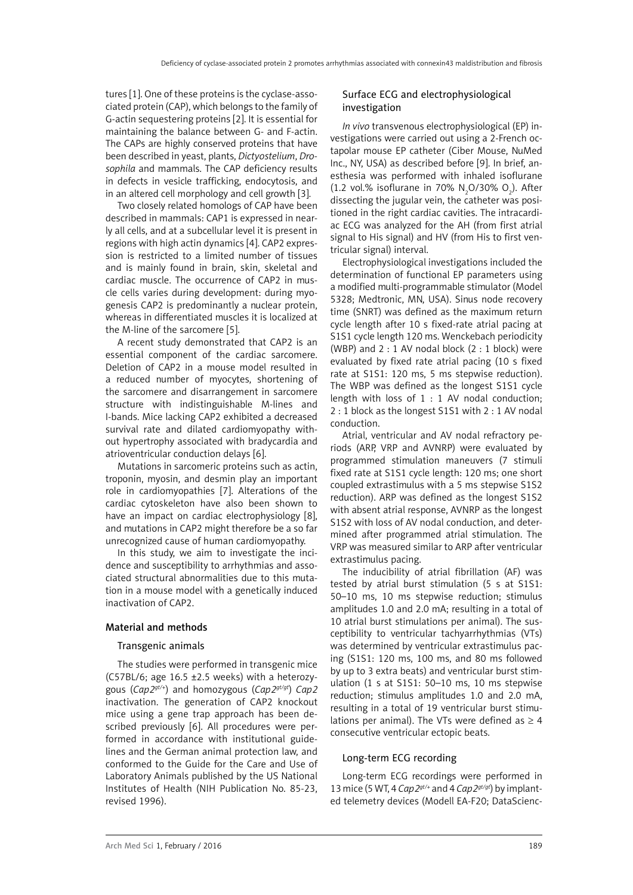tures [1]. One of these proteins is the cyclase-associated protein (CAP), which belongs to the family of G-actin sequestering proteins [2]. It is essential for maintaining the balance between G- and F-actin. The CAPs are highly conserved proteins that have been described in yeast, plants, *Dictyostelium*, *Drosophila* and mammals. The CAP deficiency results in defects in vesicle trafficking, endocytosis, and in an altered cell morphology and cell growth [3].

Two closely related homologs of CAP have been described in mammals: CAP1 is expressed in nearly all cells, and at a subcellular level it is present in regions with high actin dynamics [4]. CAP2 expression is restricted to a limited number of tissues and is mainly found in brain, skin, skeletal and cardiac muscle. The occurrence of CAP2 in muscle cells varies during development: during myogenesis CAP2 is predominantly a nuclear protein, whereas in differentiated muscles it is localized at the M-line of the sarcomere [5].

A recent study demonstrated that CAP2 is an essential component of the cardiac sarcomere. Deletion of CAP2 in a mouse model resulted in a reduced number of myocytes, shortening of the sarcomere and disarrangement in sarcomere structure with indistinguishable M-lines and I-bands. Mice lacking CAP2 exhibited a decreased survival rate and dilated cardiomyopathy without hypertrophy associated with bradycardia and atrioventricular conduction delays [6].

Mutations in sarcomeric proteins such as actin, troponin, myosin, and desmin play an important role in cardiomyopathies [7]. Alterations of the cardiac cytoskeleton have also been shown to have an impact on cardiac electrophysiology [8], and mutations in CAP2 might therefore be a so far unrecognized cause of human cardiomyopathy.

In this study, we aim to investigate the incidence and susceptibility to arrhythmias and associated structural abnormalities due to this mutation in a mouse model with a genetically induced inactivation of CAP2.

## Material and methods

### Transgenic animals

The studies were performed in transgenic mice (C57BL/6; age 16.5 ±2.5 weeks) with a heterozygous (*Cap2*$^{gt/+}$) and homozygous (*Cap2*$^{gt/gt}$) *Cap2* inactivation. The generation of CAP2 knockout mice using a gene trap approach has been described previously [6]. All procedures were performed in accordance with institutional guidelines and the German animal protection law, and conformed to the Guide for the Care and Use of Laboratory Animals published by the US National Institutes of Health (NIH Publication No. 85-23, revised 1996).

### Surface ECG and electrophysiological investigation

*In vivo* transvenous electrophysiological (EP) investigations were carried out using a 2-French octapolar mouse EP catheter (Ciber Mouse, NuMed Inc., NY, USA) as described before [9]. In brief, anesthesia was performed with inhaled isoflurane (1.2 vol.% isoflurane in 70% $N_2O$/30% $O_2$). After dissecting the jugular vein, the catheter was positioned in the right cardiac cavities. The intracardiac ECG was analyzed for the AH (from first atrial signal to His signal) and HV (from His to first ventricular signal) interval.

Electrophysiological investigations included the determination of functional EP parameters using a modified multi-programmable stimulator (Model 5328; Medtronic, MN, USA). Sinus node recovery time (SNRT) was defined as the maximum return cycle length after 10 s fixed-rate atrial pacing at S1S1 cycle length 120 ms. Wenckebach periodicity (WBP) and 2 : 1 AV nodal block (2 : 1 block) were evaluated by fixed rate atrial pacing (10 s fixed rate at S1S1: 120 ms, 5 ms stepwise reduction). The WBP was defined as the longest S1S1 cycle length with loss of 1 : 1 AV nodal conduction; 2 : 1 block as the longest S1S1 with 2 : 1 AV nodal conduction.

Atrial, ventricular and AV nodal refractory periods (ARP, VRP and AVNRP) were evaluated by programmed stimulation maneuvers (7 stimuli fixed rate at S1S1 cycle length: 120 ms; one short coupled extrastimulus with a 5 ms stepwise S1S2 reduction). ARP was defined as the longest S1S2 with absent atrial response, AVNRP as the longest S1S2 with loss of AV nodal conduction, and determined after programmed atrial stimulation. The VRP was measured similar to ARP after ventricular extrastimulus pacing.

The inducibility of atrial fibrillation (AF) was tested by atrial burst stimulation (5 s at S1S1: 50–10 ms, 10 ms stepwise reduction; stimulus amplitudes 1.0 and 2.0 mA, resulting in a total of 10 atrial burst stimulations per animal). The susceptibility to ventricular tachyarrhythmias (VTs) was determined by ventricular extrastimulus pacing (S1S1: 120 ms, 100 ms, and 80 ms followed by up to 3 extra beats) and ventricular burst stimulation (1 s at S1S1: 50–10 ms, 10 ms stepwise reduction; stimulus amplitudes 1.0 and 2.0 mA, resulting in a total of 19 ventricular burst stimulations per animal). The VTs were defined as ≥ 4 consecutive ventricular ectopic beats.

### Long-term ECG recording

Long-term ECG recordings were performed in 13 mice (5 WT, 4 *Cap2*$^{gt/+}$ and 4 *Cap2*$^{gt/gt}$) by implanted telemetry devices (Modell EA-F20; DataScienc-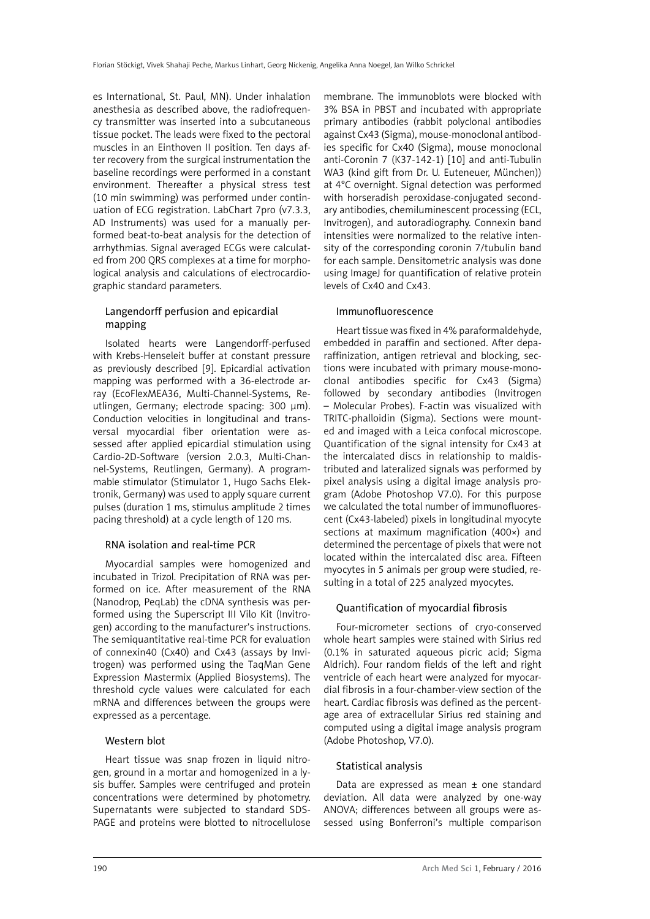es International, St. Paul, MN). Under inhalation anesthesia as described above, the radiofrequency transmitter was inserted into a subcutaneous tissue pocket. The leads were fixed to the pectoral muscles in an Einthoven II position. Ten days after recovery from the surgical instrumentation the baseline recordings were performed in a constant environment. Thereafter a physical stress test (10 min swimming) was performed under continuation of ECG registration. LabChart 7pro (v7.3.3, AD Instruments) was used for a manually performed beat-to-beat analysis for the detection of arrhythmias. Signal averaged ECGs were calculated from 200 QRS complexes at a time for morphological analysis and calculations of electrocardiographic standard parameters.

### Langendorff perfusion and epicardial mapping

Isolated hearts were Langendorff-perfused with Krebs-Henseleit buffer at constant pressure as previously described [9]. Epicardial activation mapping was performed with a 36-electrode array (EcoFlexMEA36, Multi-Channel-Systems, Reutlingen, Germany; electrode spacing: 300 µm). Conduction velocities in longitudinal and transversal myocardial fiber orientation were assessed after applied epicardial stimulation using Cardio-2D-Software (version 2.0.3, Multi-Channel-Systems, Reutlingen, Germany). A programmable stimulator (Stimulator 1, Hugo Sachs Elektronik, Germany) was used to apply square current pulses (duration 1 ms, stimulus amplitude 2 times pacing threshold) at a cycle length of 120 ms.

### RNA isolation and real-time PCR

Myocardial samples were homogenized and incubated in Trizol. Precipitation of RNA was performed on ice. After measurement of the RNA (Nanodrop, PeqLab) the cDNA synthesis was performed using the Superscript III Vilo Kit (Invitrogen) according to the manufacturer's instructions. The semiquantitative real-time PCR for evaluation of connexin40 (Cx40) and Cx43 (assays by Invitrogen) was performed using the TaqMan Gene Expression Mastermix (Applied Biosystems). The threshold cycle values were calculated for each mRNA and differences between the groups were expressed as a percentage.

### Western blot

Heart tissue was snap frozen in liquid nitrogen, ground in a mortar and homogenized in a lysis buffer. Samples were centrifuged and protein concentrations were determined by photometry. Supernatants were subjected to standard SDS-PAGE and proteins were blotted to nitrocellulose membrane. The immunoblots were blocked with 3% BSA in PBST and incubated with appropriate primary antibodies (rabbit polyclonal antibodies against Cx43 (Sigma), mouse-monoclonal antibodies specific for Cx40 (Sigma), mouse monoclonal anti-Coronin 7 (K37-142-1) [10] and anti-Tubulin WA3 (kind gift from Dr. U. Euteneuer, München)) at 4°C overnight. Signal detection was performed with horseradish peroxidase-conjugated secondary antibodies, chemiluminescent processing (ECL, Invitrogen), and autoradiography. Connexin band intensities were normalized to the relative intensity of the corresponding coronin 7/tubulin band for each sample. Densitometric analysis was done using ImageJ for quantification of relative protein levels of Cx40 and Cx43.

### Immunofluorescence

Heart tissue was fixed in 4% paraformaldehyde, embedded in paraffin and sectioned. After deparaffinization, antigen retrieval and blocking, sections were incubated with primary mouse-monoclonal antibodies specific for Cx43 (Sigma) followed by secondary antibodies (Invitrogen – Molecular Probes). F-actin was visualized with TRITC-phalloidin (Sigma). Sections were mounted and imaged with a Leica confocal microscope. Quantification of the signal intensity for Cx43 at the intercalated discs in relationship to maldistributed and lateralized signals was performed by pixel analysis using a digital image analysis program (Adobe Photoshop V7.0). For this purpose we calculated the total number of immunofluorescent (Cx43-labeled) pixels in longitudinal myocyte sections at maximum magnification (400×) and determined the percentage of pixels that were not located within the intercalated disc area. Fifteen myocytes in 5 animals per group were studied, resulting in a total of 225 analyzed myocytes.

### Quantification of myocardial fibrosis

Four-micrometer sections of cryo-conserved whole heart samples were stained with Sirius red (0.1% in saturated aqueous picric acid; Sigma Aldrich). Four random fields of the left and right ventricle of each heart were analyzed for myocardial fibrosis in a four-chamber-view section of the heart. Cardiac fibrosis was defined as the percentage area of extracellular Sirius red staining and computed using a digital image analysis program (Adobe Photoshop, V7.0).

### Statistical analysis

Data are expressed as mean ± one standard deviation. All data were analyzed by one-way ANOVA; differences between all groups were assessed using Bonferroni's multiple comparison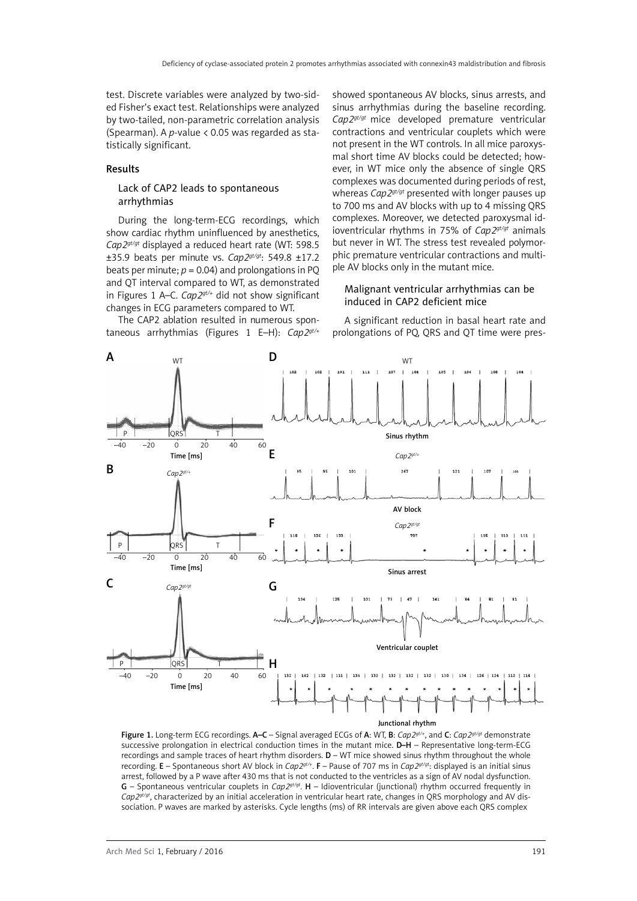test. Discrete variables were analyzed by two-sided Fisher's exact test. Relationships were analyzed by two-tailed, non-parametric correlation analysis (Spearman). A $p$-value < 0.05 was regarded as statistically significant.

## Results

### Lack of CAP2 leads to spontaneous arrhythmias

During the long-term-ECG recordings, which show cardiac rhythm uninfluenced by anesthetics, *Cap2*$^{gt/gt}$ displayed a reduced heart rate (WT: 598.5 ±35.9 beats per minute vs. *Cap2*$^{gt/gt}$: 549.8 ±17.2 beats per minute; $p = 0.04$) and prolongations in PQ and QT interval compared to WT, as demonstrated in Figures 1 A–C. *Cap2*$^{gt/+}$ did not show significant changes in ECG parameters compared to WT.

The CAP2 ablation resulted in numerous spontaneous arrhythmias (Figures 1 E–H): *Cap2*$^{gt/+}$ showed spontaneous AV blocks, sinus arrests, and sinus arrhythmias during the baseline recording. *Cap2*$^{gt/gt}$ mice developed premature ventricular contractions and ventricular couplets which were not present in the WT controls. In all mice paroxysmal short time AV blocks could be detected; however, in WT mice only the absence of single QRS complexes was documented during periods of rest, whereas *Cap2*$^{gt/gt}$ presented with longer pauses up to 700 ms and AV blocks with up to 4 missing QRS complexes. Moreover, we detected paroxysmal idioventricular rhythms in 75% of *Cap2*$^{gt/gt}$ animals but never in WT. The stress test revealed polymorphic premature ventricular contractions and multiple AV blocks only in the mutant mice.

### Malignant ventricular arrhythmias can be induced in CAP2 deficient mice

A significant reduction in basal heart rate and prolongations of PQ, QRS and QT time were pres-

**Figure 1.** Long-term ECG recordings. **A–C** – Signal averaged ECGs of **A**: WT, **B**: *Cap2*$^{gt/+}$, and **C**: *Cap2*$^{gt/gt}$ demonstrate successive prolongation in electrical conduction times in the mutant mice. **D–H** – Representative long-term-ECG recordings and sample traces of heart rhythm disorders. **D** – WT mice showed sinus rhythm throughout the whole recording. **E** – Spontaneous short AV block in *Cap2*$^{gt/+}$. **F** – Pause of 707 ms in *Cap2*$^{gt/gt}$: displayed is an initial sinus arrest, followed by a P wave after 430 ms that is not conducted to the ventricles as a sign of AV nodal dysfunction. **G** – Spontaneous ventricular couplets in *Cap2*$^{gt/gt}$. **H** – Idioventricular (junctional) rhythm occurred frequently in *Cap2*$^{gt/gt}$, characterized by an initial acceleration in ventricular heart rate, changes in QRS morphology and AV dissociation. P waves are marked by asterisks. Cycle lengths (ms) of RR intervals are given above each QRS complex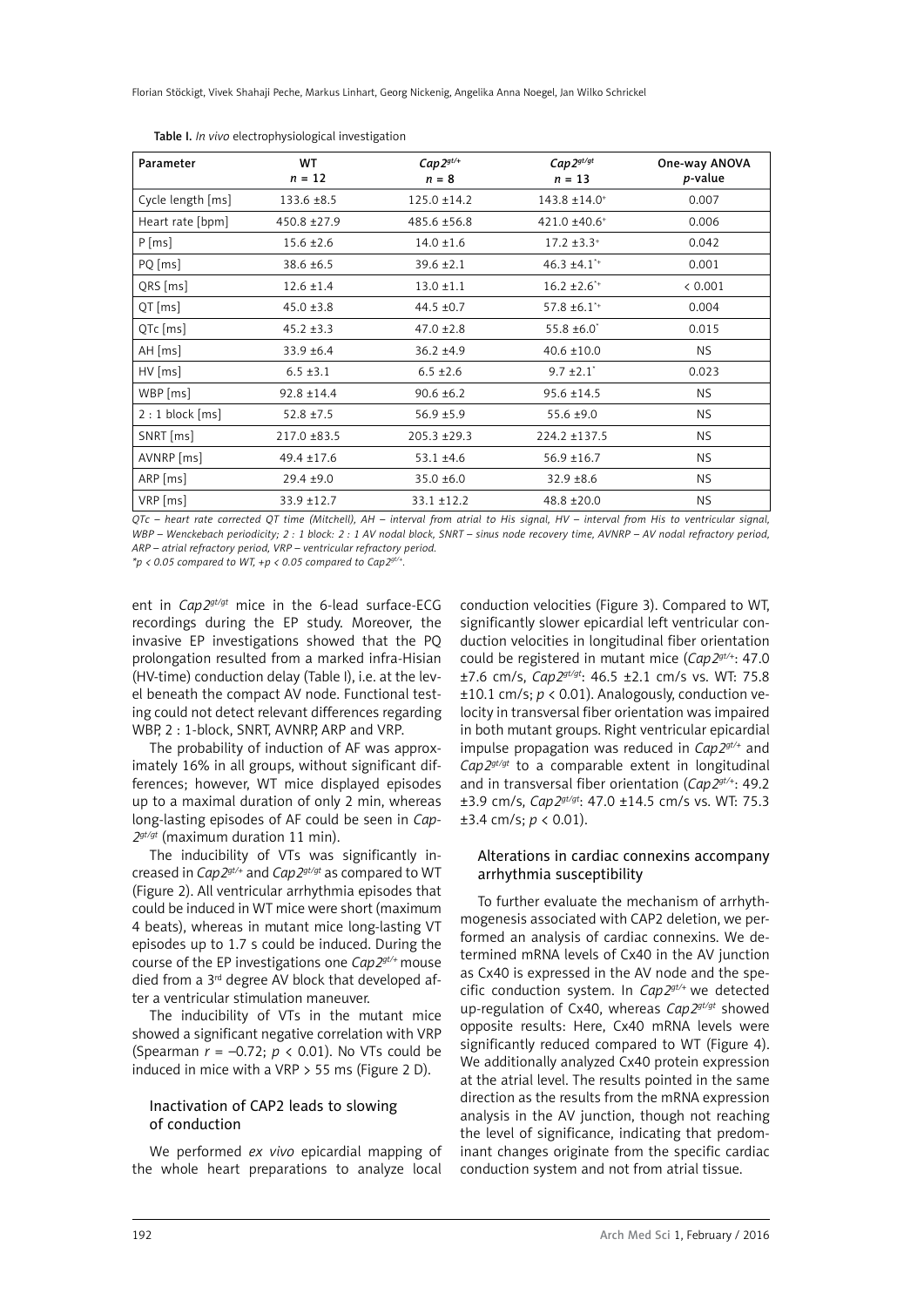Table I. *In vivo* electrophysiological investigation

| Parameter | WT<br>$n$ = 12 | $Cap2^{gt/+}$<br>$n$ = 8 | $Cap2^{gt/gt}$<br>$n$ = 13 | One-way ANOVA<br>$p$-value |
|---|---|---|---|---|
| Cycle length [ms] | 133.6 ±8.5 | 125.0 ±14.2 | 143.8 ±14.0$^{+}$ | 0.007 |
| Heart rate [bpm] | 450.8 ±27.9 | 485.6 ±56.8 | 421.0 ±40.6$^{+}$ | 0.006 |
| P [ms] | 15.6 ±2.6 | 14.0 ±1.6 | 17.2 ±3.3$^{+}$ | 0.042 |
| PQ [ms] | 38.6 ±6.5 | 39.6 ±2.1 | 46.3 ±4.1$^{*+}$ | 0.001 |
| QRS [ms] | 12.6 ±1.4 | 13.0 ±1.1 | 16.2 ±2.6$^{*+}$ | < 0.001 |
| QT [ms] | 45.0 ±3.8 | 44.5 ±0.7 | 57.8 ±6.1$^{*+}$ | 0.004 |
| QTc [ms] | 45.2 ±3.3 | 47.0 ±2.8 | 55.8 ±6.0$^{*}$ | 0.015 |
| AH [ms] | 33.9 ±6.4 | 36.2 ±4.9 | 40.6 ±10.0 | NS |
| HV [ms] | 6.5 ±3.1 | 6.5 ±2.6 | 9.7 ±2.1$^{*}$ | 0.023 |
| WBP [ms] | 92.8 ±14.4 | 90.6 ±6.2 | 95.6 ±14.5 | NS |
| 2 : 1 block [ms] | 52.8 ±7.5 | 56.9 ±5.9 | 55.6 ±9.0 | NS |
| SNRT [ms] | 217.0 ±83.5 | 205.3 ±29.3 | 224.2 ±137.5 | NS |
| AVNRP [ms] | 49.4 ±17.6 | 53.1 ±4.6 | 56.9 ±16.7 | NS |
| ARP [ms] | 29.4 ±9.0 | 35.0 ±6.0 | 32.9 ±8.6 | NS |
| VRP [ms] | 33.9 ±12.7 | 33.1 ±12.2 | 48.8 ±20.0 | NS |

*QTc – heart rate corrected QT time (Mitchell), AH – interval from atrial to His signal, HV – interval from His to ventricular signal, WBP – Wenckebach periodicity; 2 : 1 block: 2 : 1 AV nodal block, SNRT – sinus node recovery time, AVNRP – AV nodal refractory period, ARP – atrial refractory period, VRP – ventricular refractory period.*
*$^{*}p < 0.05$ compared to WT, $^{+}p < 0.05$ compared to $Cap2^{gt/+}$.*

ent in $Cap2^{gt/gt}$ mice in the 6-lead surface-ECG recordings during the EP study. Moreover, the invasive EP investigations showed that the PQ prolongation resulted from a marked infra-Hisian (HV-time) conduction delay (Table I), i.e. at the level beneath the compact AV node. Functional testing could not detect relevant differences regarding WBP, 2 : 1-block, SNRT, AVNRP, ARP and VRP.

The probability of induction of AF was approximately 16% in all groups, without significant differences; however, WT mice displayed episodes up to a maximal duration of only 2 min, whereas long-lasting episodes of AF could be seen in $Cap2^{gt/gt}$ (maximum duration 11 min).

The inducibility of VTs was significantly increased in $Cap2^{gt/+}$ and $Cap2^{gt/gt}$ as compared to WT (Figure 2). All ventricular arrhythmia episodes that could be induced in WT mice were short (maximum 4 beats), whereas in mutant mice long-lasting VT episodes up to 1.7 s could be induced. During the course of the EP investigations one $Cap2^{gt/+}$ mouse died from a 3rd degree AV block that developed after a ventricular stimulation maneuver.

The inducibility of VTs in the mutant mice showed a significant negative correlation with VRP (Spearman $r = -0.72$; $p < 0.01$). No VTs could be induced in mice with a VRP > 55 ms (Figure 2 D).

### Inactivation of CAP2 leads to slowing of conduction

We performed *ex vivo* epicardial mapping of the whole heart preparations to analyze local conduction velocities (Figure 3). Compared to WT, significantly slower epicardial left ventricular conduction velocities in longitudinal fiber orientation could be registered in mutant mice ($Cap2^{gt/+}$: 47.0 ±7.6 cm/s, $Cap2^{gt/gt}$: 46.5 ±2.1 cm/s vs. WT: 75.8 ±10.1 cm/s; $p < 0.01$). Analogously, conduction velocity in transversal fiber orientation was impaired in both mutant groups. Right ventricular epicardial impulse propagation was reduced in $Cap2^{gt/+}$ and $Cap2^{gt/gt}$ to a comparable extent in longitudinal and in transversal fiber orientation ($Cap2^{gt/+}$: 49.2 ±3.9 cm/s, $Cap2^{gt/gt}$: 47.0 ±14.5 cm/s vs. WT: 75.3 ±3.4 cm/s; $p < 0.01$).

### Alterations in cardiac connexins accompany arrhythmia susceptibility

To further evaluate the mechanism of arrhythmogenesis associated with CAP2 deletion, we performed an analysis of cardiac connexins. We determined mRNA levels of Cx40 in the AV junction as Cx40 is expressed in the AV node and the specific conduction system. In $Cap2^{gt/+}$ we detected up-regulation of Cx40, whereas $Cap2^{gt/gt}$ showed opposite results: Here, Cx40 mRNA levels were significantly reduced compared to WT (Figure 4). We additionally analyzed Cx40 protein expression at the atrial level. The results pointed in the same direction as the results from the mRNA expression analysis in the AV junction, though not reaching the level of significance, indicating that predominant changes originate from the specific cardiac conduction system and not from atrial tissue.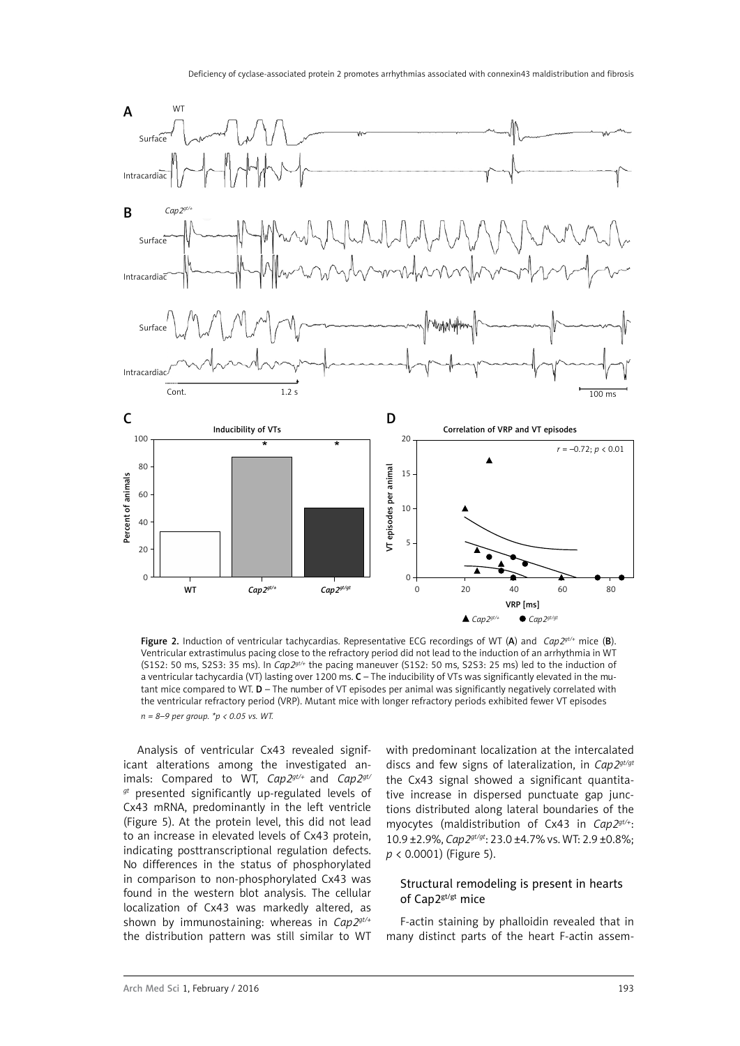**Figure 2.** Induction of ventricular tachycardias. Representative ECG recordings of WT (**A**) and *Cap2*$^{gt/+}$ mice (**B**). Ventricular extrastimulus pacing close to the refractory period did not lead to the induction of an arrhythmia in WT (S1S2: 50 ms, S2S3: 35 ms). In *Cap2*$^{gt/+}$ the pacing maneuver (S1S2: 50 ms, S2S3: 25 ms) led to the induction of a ventricular tachycardia (VT) lasting over 1200 ms. **C** – The inducibility of VTs was significantly elevated in the mutant mice compared to WT. **D** – The number of VT episodes per animal was significantly negatively correlated with the ventricular refractory period (VRP). Mutant mice with longer refractory periods exhibited fewer VT episodes

*n = 8–9 per group. \*p < 0.05 vs. WT.*

Analysis of ventricular Cx43 revealed significant alterations among the investigated animals: Compared to WT, *Cap2*$^{gt/+}$ and *Cap2*$^{gt/gt}$ presented significantly up-regulated levels of Cx43 mRNA, predominantly in the left ventricle (Figure 5). At the protein level, this did not lead to an increase in elevated levels of Cx43 protein, indicating posttranscriptional regulation defects. No differences in the status of phosphorylated in comparison to non-phosphorylated Cx43 was found in the western blot analysis. The cellular localization of Cx43 was markedly altered, as shown by immunostaining: whereas in *Cap2*$^{gt/+}$ the distribution pattern was still similar to WT with predominant localization at the intercalated discs and few signs of lateralization, in *Cap2*$^{gt/gt}$ the Cx43 signal showed a significant quantitative increase in dispersed punctuate gap junctions distributed along lateral boundaries of the myocytes (maldistribution of Cx43 in *Cap2*$^{gt/+}$: 10.9 ±2.9%, *Cap2*$^{gt/gt}$: 23.0 ±4.7% vs. WT: 2.9 ±0.8%; $p < 0.0001$) (Figure 5).

## Structural remodeling is present in hearts of Cap2$^{gt/gt}$ mice

F-actin staining by phalloidin revealed that in many distinct parts of the heart F-actin assem-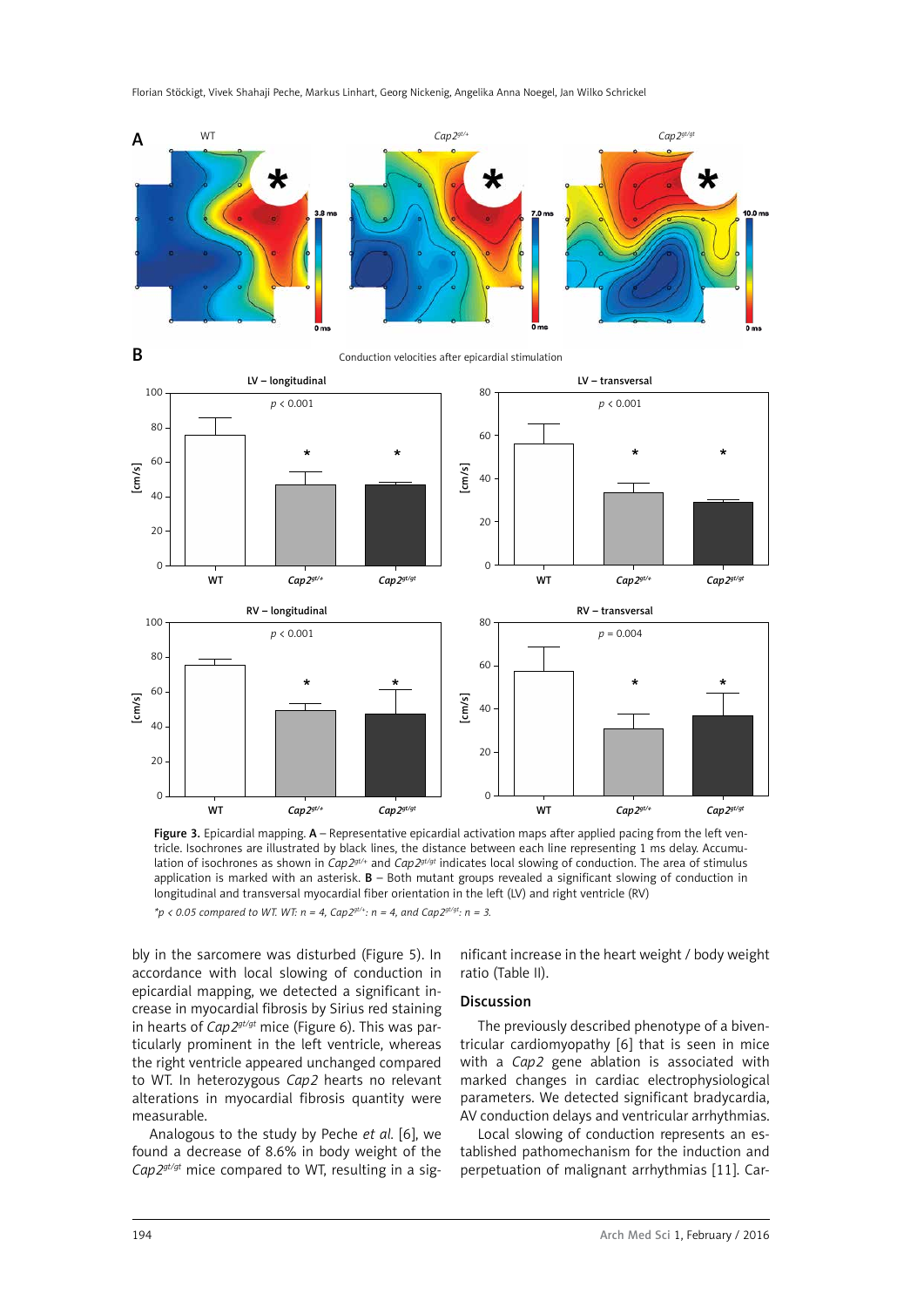Figure 3. Epicardial mapping. A – Representative epicardial activation maps after applied pacing from the left ventricle. Isochrones are illustrated by black lines, the distance between each line representing 1 ms delay. Accumulation of isochrones as shown in *Cap2*$^{gt/+}$ and *Cap2*$^{gt/gt}$ indicates local slowing of conduction. The area of stimulus application is marked with an asterisk. B – Both mutant groups revealed a significant slowing of conduction in longitudinal and transversal myocardial fiber orientation in the left (LV) and right ventricle (RV)

*\*p < 0.05 compared to WT. WT: n = 4, Cap2*$^{gt/+}$*: n = 4, and Cap2*$^{gt/gt}$*: n = 3.*

bly in the sarcomere was disturbed (Figure 5). In accordance with local slowing of conduction in epicardial mapping, we detected a significant increase in myocardial fibrosis by Sirius red staining in hearts of *Cap2*$^{gt/gt}$ mice (Figure 6). This was particularly prominent in the left ventricle, whereas the right ventricle appeared unchanged compared to WT. In heterozygous *Cap2* hearts no relevant alterations in myocardial fibrosis quantity were measurable.

Analogous to the study by Peche *et al.* [6], we found a decrease of 8.6% in body weight of the *Cap2*$^{gt/gt}$ mice compared to WT, resulting in a significant increase in the heart weight / body weight ratio (Table II).

## Discussion

The previously described phenotype of a biventricular cardiomyopathy [6] that is seen in mice with a *Cap2* gene ablation is associated with marked changes in cardiac electrophysiological parameters. We detected significant bradycardia, AV conduction delays and ventricular arrhythmias.

Local slowing of conduction represents an established pathomechanism for the induction and perpetuation of malignant arrhythmias [11]. Car-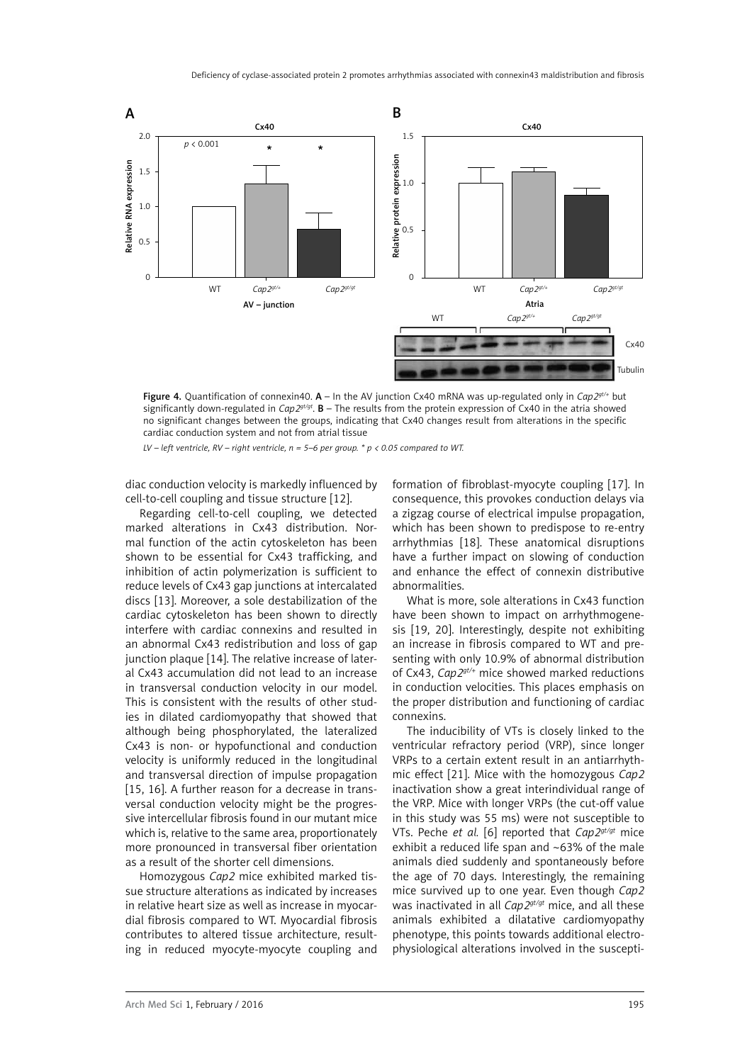**Figure 4.** Quantification of connexin40. **A** – In the AV junction Cx40 mRNA was up-regulated only in *Cap2*$^{gt/+}$ but significantly down-regulated in *Cap2*$^{gt/gt}$. **B** – The results from the protein expression of Cx40 in the atria showed no significant changes between the groups, indicating that Cx40 changes result from alterations in the specific cardiac conduction system and not from atrial tissue

*LV – left ventricle, RV – right ventricle, n = 5–6 per group. * p < 0.05 compared to WT.*

diac conduction velocity is markedly influenced by cell-to-cell coupling and tissue structure [12].

Regarding cell-to-cell coupling, we detected marked alterations in Cx43 distribution. Normal function of the actin cytoskeleton has been shown to be essential for Cx43 trafficking, and inhibition of actin polymerization is sufficient to reduce levels of Cx43 gap junctions at intercalated discs [13]. Moreover, a sole destabilization of the cardiac cytoskeleton has been shown to directly interfere with cardiac connexins and resulted in an abnormal Cx43 redistribution and loss of gap junction plaque [14]. The relative increase of lateral Cx43 accumulation did not lead to an increase in transversal conduction velocity in our model. This is consistent with the results of other studies in dilated cardiomyopathy that showed that although being phosphorylated, the lateralized Cx43 is non- or hypofunctional and conduction velocity is uniformly reduced in the longitudinal and transversal direction of impulse propagation [15, 16]. A further reason for a decrease in transversal conduction velocity might be the progressive intercellular fibrosis found in our mutant mice which is, relative to the same area, proportionately more pronounced in transversal fiber orientation as a result of the shorter cell dimensions.

Homozygous *Cap2* mice exhibited marked tissue structure alterations as indicated by increases in relative heart size as well as increase in myocardial fibrosis compared to WT. Myocardial fibrosis contributes to altered tissue architecture, resulting in reduced myocyte-myocyte coupling and formation of fibroblast-myocyte coupling [17]. In consequence, this provokes conduction delays via a zigzag course of electrical impulse propagation, which has been shown to predispose to re-entry arrhythmias [18]. These anatomical disruptions have a further impact on slowing of conduction and enhance the effect of connexin distributive abnormalities.

What is more, sole alterations in Cx43 function have been shown to impact on arrhythmogenesis [19, 20]. Interestingly, despite not exhibiting an increase in fibrosis compared to WT and presenting with only 10.9% of abnormal distribution of Cx43, *Cap2*$^{gt/+}$ mice showed marked reductions in conduction velocities. This places emphasis on the proper distribution and functioning of cardiac connexins.

The inducibility of VTs is closely linked to the ventricular refractory period (VRP), since longer VRPs to a certain extent result in an antiarrhythmic effect [21]. Mice with the homozygous *Cap2* inactivation show a great interindividual range of the VRP. Mice with longer VRPs (the cut-off value in this study was 55 ms) were not susceptible to VTs. Peche *et al.* [6] reported that *Cap2*$^{gt/gt}$ mice exhibit a reduced life span and ~63% of the male animals died suddenly and spontaneously before the age of 70 days. Interestingly, the remaining mice survived up to one year. Even though *Cap2* was inactivated in all *Cap2*$^{gt/gt}$ mice, and all these animals exhibited a dilatative cardiomyopathy phenotype, this points towards additional electrophysiological alterations involved in the suscepti-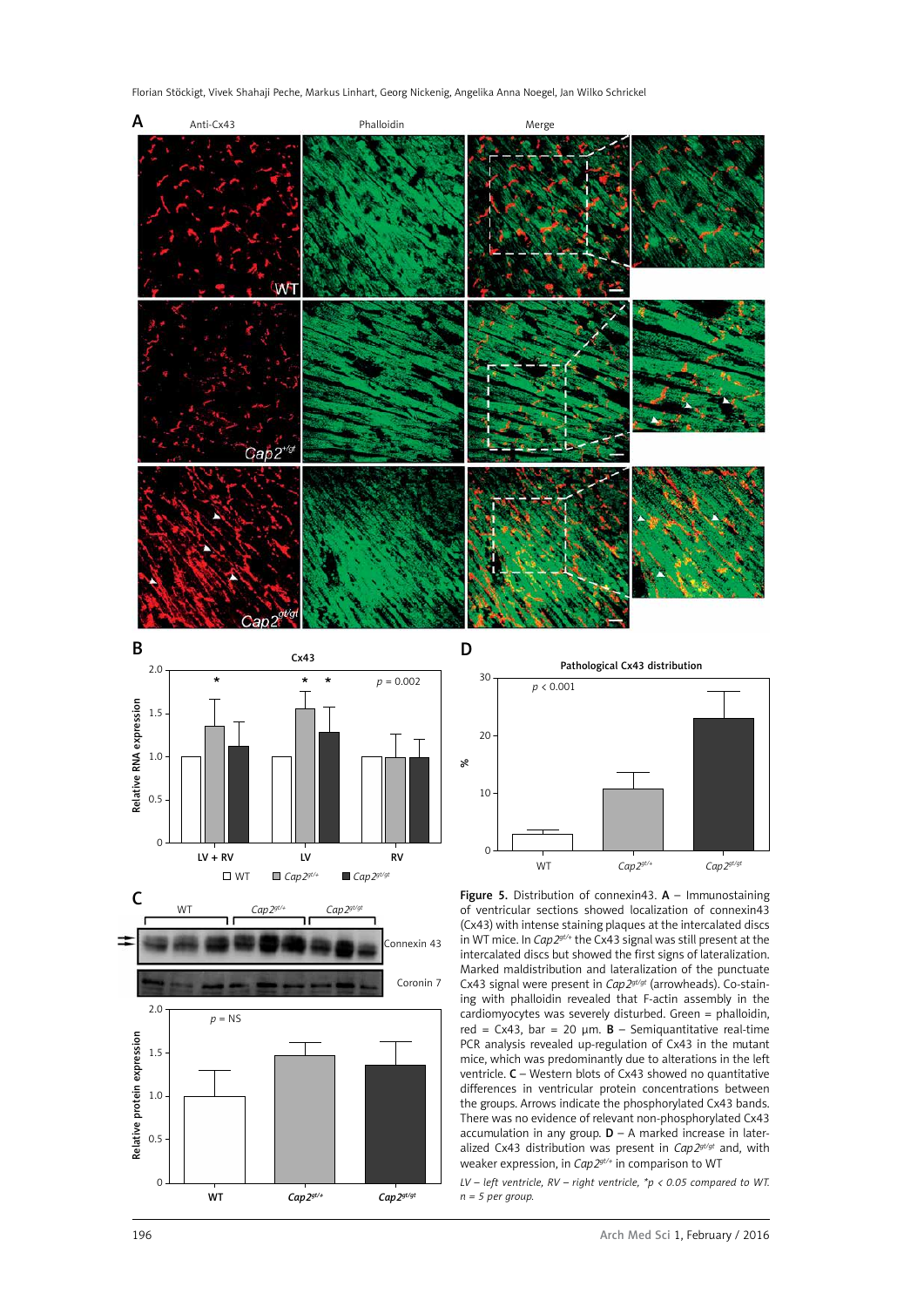**Figure 5.** Distribution of connexin43. **A** – Immunostaining of ventricular sections showed localization of connexin43 (Cx43) with intense staining plaques at the intercalated discs in WT mice. In *Cap2*$^{gt/+}$ the Cx43 signal was still present at the intercalated discs but showed the first signs of lateralization. Marked maldistribution and lateralization of the punctuate Cx43 signal were present in *Cap2*$^{gt/gt}$ (arrowheads). Co-staining with phalloidin revealed that F-actin assembly in the cardiomyocytes was severely disturbed. Green = phalloidin, red = Cx43, bar = 20 µm. **B** – Semiquantitative real-time PCR analysis revealed up-regulation of Cx43 in the mutant mice, which was predominantly due to alterations in the left ventricle. **C** – Western blots of Cx43 showed no quantitative differences in ventricular protein concentrations between the groups. Arrows indicate the phosphorylated Cx43 bands. There was no evidence of relevant non-phosphorylated Cx43 accumulation in any group. **D** – A marked increase in lateralized Cx43 distribution was present in *Cap2*$^{gt/gt}$ and, with weaker expression, in *Cap2*$^{gt/+}$ in comparison to WT

*LV – left ventricle, RV – right ventricle, \*p < 0.05 compared to WT. n = 5 per group.*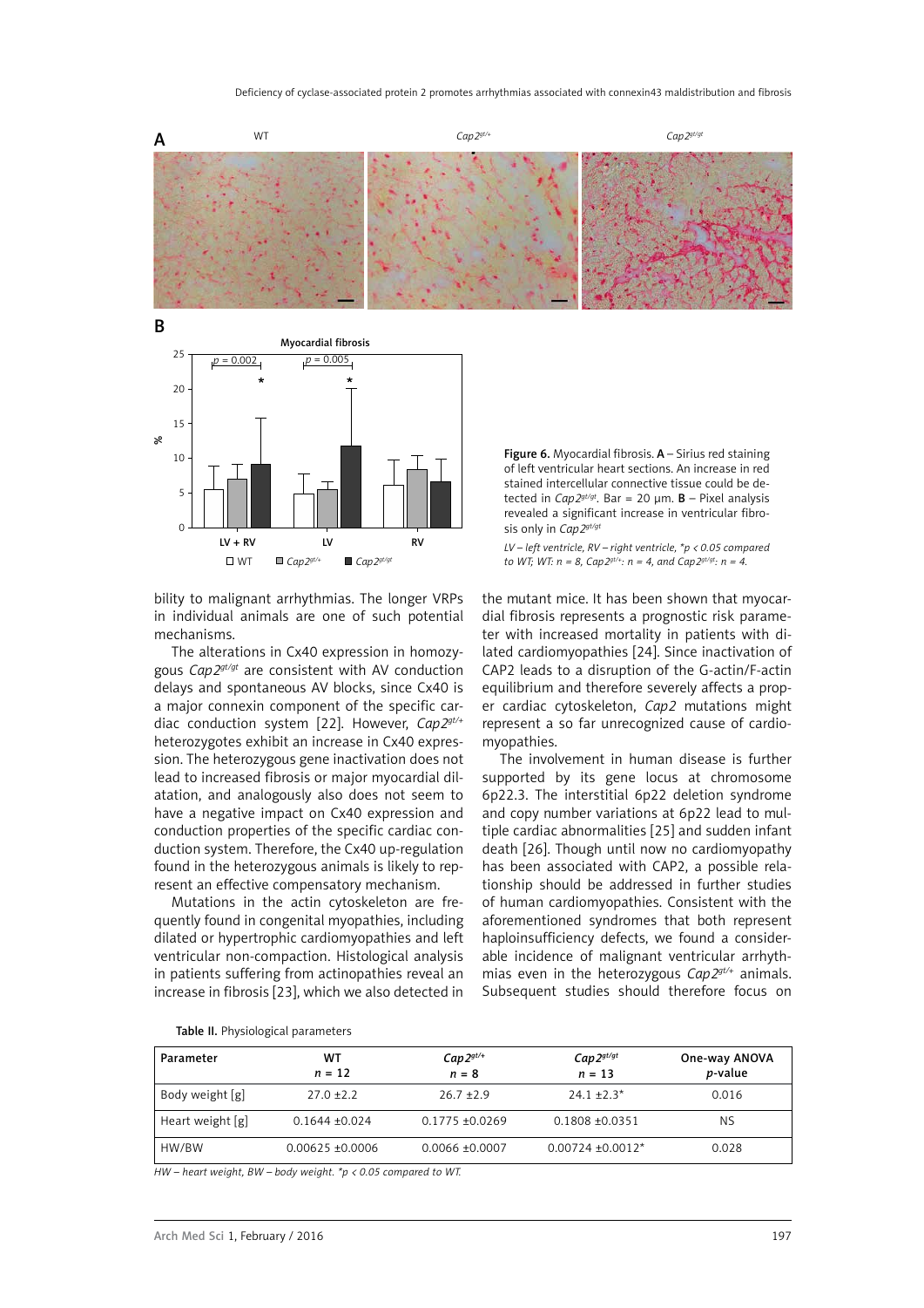Figure 6. Myocardial fibrosis. **A** – Sirius red staining of left ventricular heart sections. An increase in red stained intercellular connective tissue could be detected in *Cap2*$^{gt/gt}$. Bar = 20 μm. **B** – Pixel analysis revealed a significant increase in ventricular fibrosis only in *Cap2*$^{gt/gt}$

*LV – left ventricle, RV – right ventricle, \*p < 0.05 compared to WT; WT: n = 8, Cap2*$^{gt/+}$*: n = 4, and Cap2*$^{gt/gt}$*: n = 4.*

bility to malignant arrhythmias. The longer VRPs in individual animals are one of such potential mechanisms.

The alterations in Cx40 expression in homozygous *Cap2*$^{gt/gt}$ are consistent with AV conduction delays and spontaneous AV blocks, since Cx40 is a major connexin component of the specific cardiac conduction system [22]. However, *Cap2*$^{gt/+}$ heterozygotes exhibit an increase in Cx40 expression. The heterozygous gene inactivation does not lead to increased fibrosis or major myocardial dilatation, and analogously also does not seem to have a negative impact on Cx40 expression and conduction properties of the specific cardiac conduction system. Therefore, the Cx40 up-regulation found in the heterozygous animals is likely to represent an effective compensatory mechanism.

Mutations in the actin cytoskeleton are frequently found in congenital myopathies, including dilated or hypertrophic cardiomyopathies and left ventricular non-compaction. Histological analysis in patients suffering from actinopathies reveal an increase in fibrosis [23], which we also detected in the mutant mice. It has been shown that myocardial fibrosis represents a prognostic risk parameter with increased mortality in patients with dilated cardiomyopathies [24]. Since inactivation of CAP2 leads to a disruption of the G-actin/F-actin equilibrium and therefore severely affects a proper cardiac cytoskeleton, *Cap2* mutations might represent a so far unrecognized cause of cardiomyopathies.

The involvement in human disease is further supported by its gene locus at chromosome 6p22.3. The interstitial 6p22 deletion syndrome and copy number variations at 6p22 lead to multiple cardiac abnormalities [25] and sudden infant death [26]. Though until now no cardiomyopathy has been associated with CAP2, a possible relationship should be addressed in further studies of human cardiomyopathies. Consistent with the aforementioned syndromes that both represent haploinsufficiency defects, we found a considerable incidence of malignant ventricular arrhythmias even in the heterozygous *Cap2*$^{gt/+}$ animals. Subsequent studies should therefore focus on

**Table II.** Physiological parameters

| Parameter | WT $n$ = 12 | *Cap2*$^{gt/+}$ $n$ = 8 | *Cap2*$^{gt/gt}$ $n$ = 13 | One-way ANOVA *p*-value |
|---|---|---|---|---|
| Body weight [g] | 27.0 ±2.2 | 26.7 ±2.9 | 24.1 ±2.3* | 0.016 |
| Heart weight [g] | 0.1644 ±0.024 | 0.1775 ±0.0269 | 0.1808 ±0.0351 | NS |
| HW/BW | 0.00625 ±0.0006 | 0.0066 ±0.0007 | 0.00724 ±0.0012* | 0.028 |

*HW – heart weight, BW – body weight. \*p < 0.05 compared to WT.*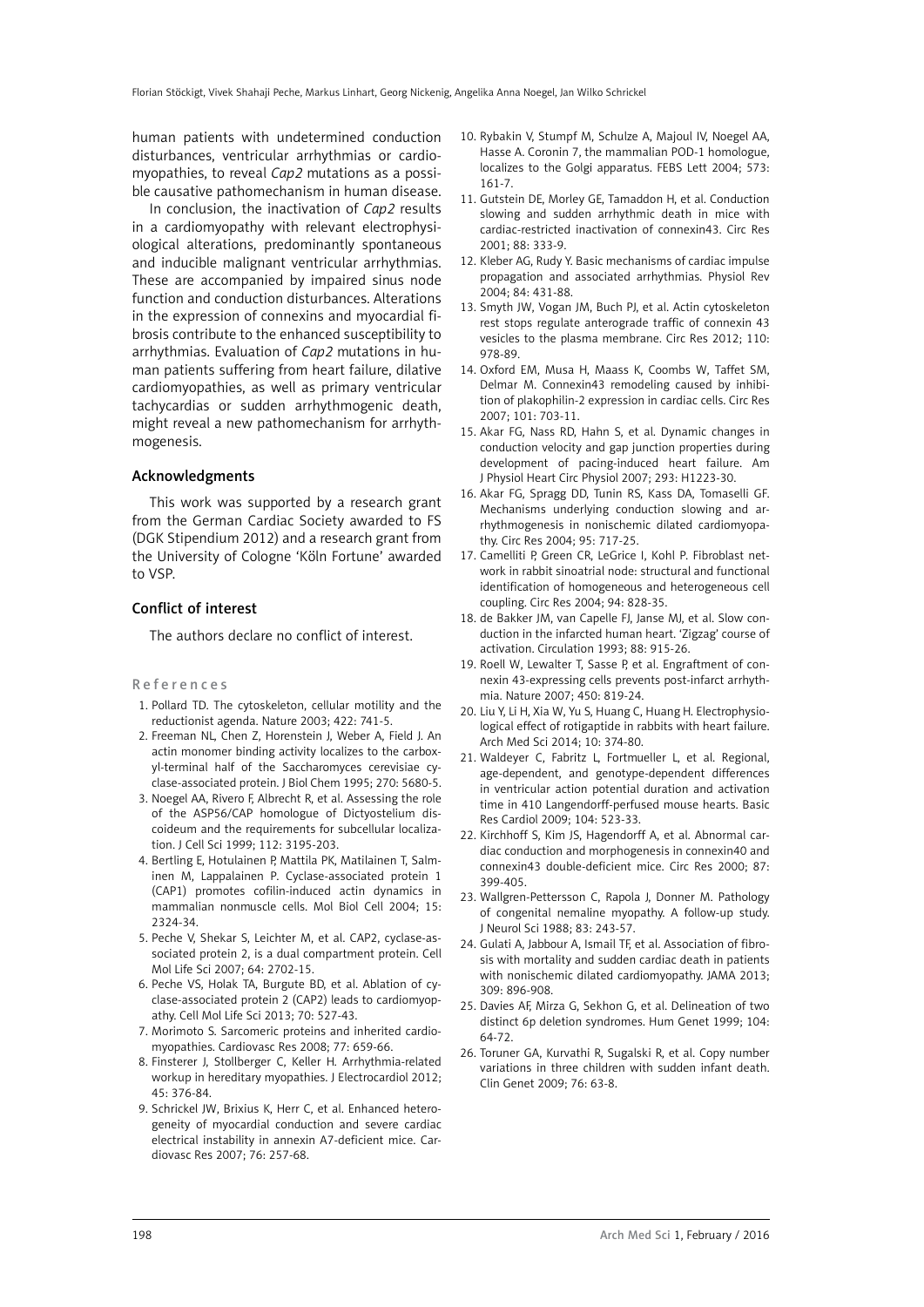human patients with undetermined conduction disturbances, ventricular arrhythmias or cardiomyopathies, to reveal *Cap2* mutations as a possible causative pathomechanism in human disease.

In conclusion, the inactivation of *Cap2* results in a cardiomyopathy with relevant electrophysiological alterations, predominantly spontaneous and inducible malignant ventricular arrhythmias. These are accompanied by impaired sinus node function and conduction disturbances. Alterations in the expression of connexins and myocardial fibrosis contribute to the enhanced susceptibility to arrhythmias. Evaluation of *Cap2* mutations in human patients suffering from heart failure, dilative cardiomyopathies, as well as primary ventricular tachycardias or sudden arrhythmogenic death, might reveal a new pathomechanism for arrhythmogenesis.

## Acknowledgments

This work was supported by a research grant from the German Cardiac Society awarded to FS (DGK Stipendium 2012) and a research grant from the University of Cologne 'Köln Fortune' awarded to VSP.

## Conflict of interest

The authors declare no conflict of interest.

## References

1. Pollard TD. The cytoskeleton, cellular motility and the reductionist agenda. Nature 2003; 422: 741-5.
2. Freeman NL, Chen Z, Horenstein J, Weber A, Field J. An actin monomer binding activity localizes to the carboxyl-terminal half of the Saccharomyces cerevisiae cyclase-associated protein. J Biol Chem 1995; 270: 5680-5.
3. Noegel AA, Rivero F, Albrecht R, et al. Assessing the role of the ASP56/CAP homologue of Dictyostelium discoideum and the requirements for subcellular localization. J Cell Sci 1999; 112: 3195-203.
4. Bertling E, Hotulainen P, Mattila PK, Matilainen T, Salminen M, Lappalainen P. Cyclase-associated protein 1 (CAP1) promotes cofilin-induced actin dynamics in mammalian nonmuscle cells. Mol Biol Cell 2004; 15: 2324-34.
5. Peche V, Shekar S, Leichter M, et al. CAP2, cyclase-associated protein 2, is a dual compartment protein. Cell Mol Life Sci 2007; 64: 2702-15.
6. Peche VS, Holak TA, Burgute BD, et al. Ablation of cyclase-associated protein 2 (CAP2) leads to cardiomyopathy. Cell Mol Life Sci 2013; 70: 527-43.
7. Morimoto S. Sarcomeric proteins and inherited cardiomyopathies. Cardiovasc Res 2008; 77: 659-66.
8. Finsterer J, Stollberger C, Keller H. Arrhythmia-related workup in hereditary myopathies. J Electrocardiol 2012; 45: 376-84.
9. Schrickel JW, Brixius K, Herr C, et al. Enhanced heterogeneity of myocardial conduction and severe cardiac electrical instability in annexin A7-deficient mice. Cardiovasc Res 2007; 76: 257-68.
10. Rybakin V, Stumpf M, Schulze A, Majoul IV, Noegel AA, Hasse A. Coronin 7, the mammalian POD-1 homologue, localizes to the Golgi apparatus. FEBS Lett 2004; 573: 161-7.
11. Gutstein DE, Morley GE, Tamaddon H, et al. Conduction slowing and sudden arrhythmic death in mice with cardiac-restricted inactivation of connexin43. Circ Res 2001; 88: 333-9.
12. Kleber AG, Rudy Y. Basic mechanisms of cardiac impulse propagation and associated arrhythmias. Physiol Rev 2004; 84: 431-88.
13. Smyth JW, Vogan JM, Buch PJ, et al. Actin cytoskeleton rest stops regulate anterograde traffic of connexin 43 vesicles to the plasma membrane. Circ Res 2012; 110: 978-89.
14. Oxford EM, Musa H, Maass K, Coombs W, Taffet SM, Delmar M. Connexin43 remodeling caused by inhibition of plakophilin-2 expression in cardiac cells. Circ Res 2007; 101: 703-11.
15. Akar FG, Nass RD, Hahn S, et al. Dynamic changes in conduction velocity and gap junction properties during development of pacing-induced heart failure. Am J Physiol Heart Circ Physiol 2007; 293: H1223-30.
16. Akar FG, Spragg DD, Tunin RS, Kass DA, Tomaselli GF. Mechanisms underlying conduction slowing and arrhythmogenesis in nonischemic dilated cardiomyopathy. Circ Res 2004; 95: 717-25.
17. Camelliti P, Green CR, LeGrice I, Kohl P. Fibroblast network in rabbit sinoatrial node: structural and functional identification of homogeneous and heterogeneous cell coupling. Circ Res 2004; 94: 828-35.
18. de Bakker JM, van Capelle FJ, Janse MJ, et al. Slow conduction in the infarcted human heart. 'Zigzag' course of activation. Circulation 1993; 88: 915-26.
19. Roell W, Lewalter T, Sasse P, et al. Engraftment of connexin 43-expressing cells prevents post-infarct arrhythmia. Nature 2007; 450: 819-24.
20. Liu Y, Li H, Xia W, Yu S, Huang C, Huang H. Electrophysiological effect of rotigaptide in rabbits with heart failure. Arch Med Sci 2014; 10: 374-80.
21. Waldeyer C, Fabritz L, Fortmueller L, et al. Regional, age-dependent, and genotype-dependent differences in ventricular action potential duration and activation time in 410 Langendorff-perfused mouse hearts. Basic Res Cardiol 2009; 104: 523-33.
22. Kirchhoff S, Kim JS, Hagendorff A, et al. Abnormal cardiac conduction and morphogenesis in connexin40 and connexin43 double-deficient mice. Circ Res 2000; 87: 399-405.
23. Wallgren-Pettersson C, Rapola J, Donner M. Pathology of congenital nemaline myopathy. A follow-up study. J Neurol Sci 1988; 83: 243-57.
24. Gulati A, Jabbour A, Ismail TF, et al. Association of fibrosis with mortality and sudden cardiac death in patients with nonischemic dilated cardiomyopathy. JAMA 2013; 309: 896-908.
25. Davies AF, Mirza G, Sekhon G, et al. Delineation of two distinct 6p deletion syndromes. Hum Genet 1999; 104: 64-72.
26. Toruner GA, Kurvathi R, Sugalski R, et al. Copy number variations in three children with sudden infant death. Clin Genet 2009; 76: 63-8.